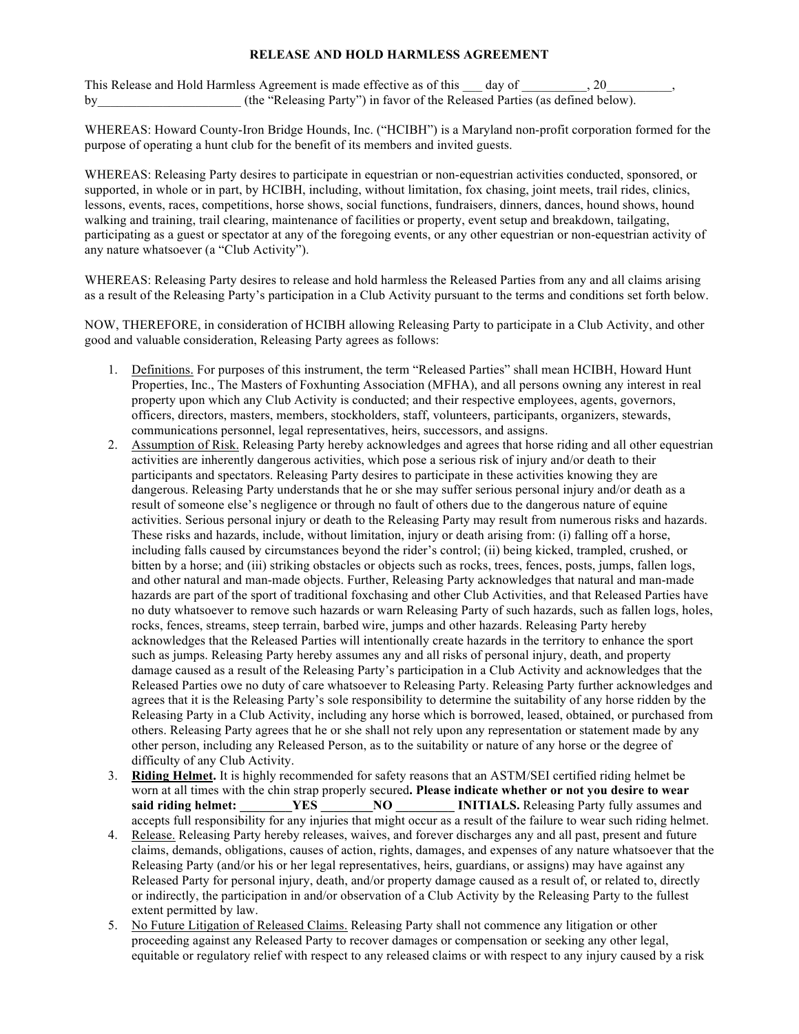# RELEASE AND HOLD HARMLESS AGREEMENT

This Release and Hold Harmless Agreement is made effective as of this ___ day of __________, 20__________, by______________________ (the "Releasing Party") in favor of the Released Parties (as defined below).

WHEREAS: Howard County-Iron Bridge Hounds, Inc. ("HCIBH") is a Maryland non-profit corporation formed for the purpose of operating a hunt club for the benefit of its members and invited guests.

WHEREAS: Releasing Party desires to participate in equestrian or non-equestrian activities conducted, sponsored, or supported, in whole or in part, by HCIBH, including, without limitation, fox chasing, joint meets, trail rides, clinics, lessons, events, races, competitions, horse shows, social functions, fundraisers, dinners, dances, hound shows, hound walking and training, trail clearing, maintenance of facilities or property, event setup and breakdown, tailgating, participating as a guest or spectator at any of the foregoing events, or any other equestrian or non-equestrian activity of any nature whatsoever (a "Club Activity").

WHEREAS: Releasing Party desires to release and hold harmless the Released Parties from any and all claims arising as a result of the Releasing Party's participation in a Club Activity pursuant to the terms and conditions set forth below.

NOW, THEREFORE, in consideration of HCIBH allowing Releasing Party to participate in a Club Activity, and other good and valuable consideration, Releasing Party agrees as follows:

1. Definitions. For purposes of this instrument, the term "Released Parties" shall mean HCIBH, Howard Hunt Properties, Inc., The Masters of Foxhunting Association (MFHA), and all persons owning any interest in real property upon which any Club Activity is conducted; and their respective employees, agents, governors, officers, directors, masters, members, stockholders, staff, volunteers, participants, organizers, stewards, communications personnel, legal representatives, heirs, successors, and assigns.
2. Assumption of Risk. Releasing Party hereby acknowledges and agrees that horse riding and all other equestrian activities are inherently dangerous activities, which pose a serious risk of injury and/or death to their participants and spectators. Releasing Party desires to participate in these activities knowing they are dangerous. Releasing Party understands that he or she may suffer serious personal injury and/or death as a result of someone else's negligence or through no fault of others due to the dangerous nature of equine activities. Serious personal injury or death to the Releasing Party may result from numerous risks and hazards. These risks and hazards, include, without limitation, injury or death arising from: (i) falling off a horse, including falls caused by circumstances beyond the rider's control; (ii) being kicked, trampled, crushed, or bitten by a horse; and (iii) striking obstacles or objects such as rocks, trees, fences, posts, jumps, fallen logs, and other natural and man-made objects. Further, Releasing Party acknowledges that natural and man-made hazards are part of the sport of traditional foxchasing and other Club Activities, and that Released Parties have no duty whatsoever to remove such hazards or warn Releasing Party of such hazards, such as fallen logs, holes, rocks, fences, streams, steep terrain, barbed wire, jumps and other hazards. Releasing Party hereby acknowledges that the Released Parties will intentionally create hazards in the territory to enhance the sport such as jumps. Releasing Party hereby assumes any and all risks of personal injury, death, and property damage caused as a result of the Releasing Party's participation in a Club Activity and acknowledges that the Released Parties owe no duty of care whatsoever to Releasing Party. Releasing Party further acknowledges and agrees that it is the Releasing Party's sole responsibility to determine the suitability of any horse ridden by the Releasing Party in a Club Activity, including any horse which is borrowed, leased, obtained, or purchased from others. Releasing Party agrees that he or she shall not rely upon any representation or statement made by any other person, including any Released Person, as to the suitability or nature of any horse or the degree of difficulty of any Club Activity.
3. **Riding Helmet.** It is highly recommended for safety reasons that an ASTM/SEI certified riding helmet be worn at all times with the chin strap properly secured**. Please indicate whether or not you desire to wear said riding helmet: ________YES ________NO _________ INITIALS.** Releasing Party fully assumes and accepts full responsibility for any injuries that might occur as a result of the failure to wear such riding helmet.
4. Release. Releasing Party hereby releases, waives, and forever discharges any and all past, present and future claims, demands, obligations, causes of action, rights, damages, and expenses of any nature whatsoever that the Releasing Party (and/or his or her legal representatives, heirs, guardians, or assigns) may have against any Released Party for personal injury, death, and/or property damage caused as a result of, or related to, directly or indirectly, the participation in and/or observation of a Club Activity by the Releasing Party to the fullest extent permitted by law.
5. No Future Litigation of Released Claims. Releasing Party shall not commence any litigation or other proceeding against any Released Party to recover damages or compensation or seeking any other legal, equitable or regulatory relief with respect to any released claims or with respect to any injury caused by a risk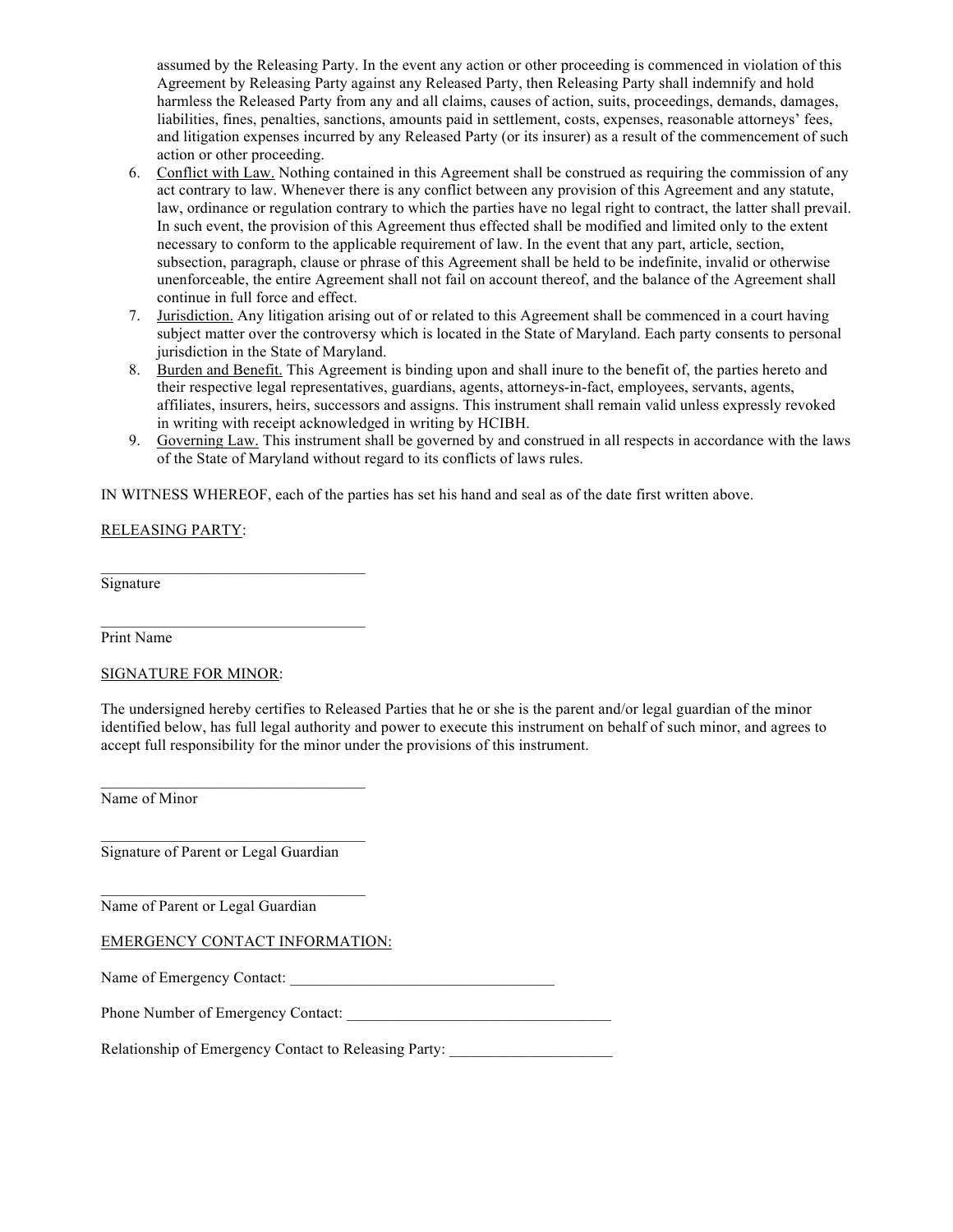assumed by the Releasing Party. In the event any action or other proceeding is commenced in violation of this Agreement by Releasing Party against any Released Party, then Releasing Party shall indemnify and hold harmless the Released Party from any and all claims, causes of action, suits, proceedings, demands, damages, liabilities, fines, penalties, sanctions, amounts paid in settlement, costs, expenses, reasonable attorneys' fees, and litigation expenses incurred by any Released Party (or its insurer) as a result of the commencement of such action or other proceeding.

6. Conflict with Law. Nothing contained in this Agreement shall be construed as requiring the commission of any act contrary to law. Whenever there is any conflict between any provision of this Agreement and any statute, law, ordinance or regulation contrary to which the parties have no legal right to contract, the latter shall prevail. In such event, the provision of this Agreement thus effected shall be modified and limited only to the extent necessary to conform to the applicable requirement of law. In the event that any part, article, section, subsection, paragraph, clause or phrase of this Agreement shall be held to be indefinite, invalid or otherwise unenforceable, the entire Agreement shall not fail on account thereof, and the balance of the Agreement shall continue in full force and effect.
7. Jurisdiction. Any litigation arising out of or related to this Agreement shall be commenced in a court having subject matter over the controversy which is located in the State of Maryland. Each party consents to personal jurisdiction in the State of Maryland.
8. Burden and Benefit. This Agreement is binding upon and shall inure to the benefit of, the parties hereto and their respective legal representatives, guardians, agents, attorneys-in-fact, employees, servants, agents, affiliates, insurers, heirs, successors and assigns. This instrument shall remain valid unless expressly revoked in writing with receipt acknowledged in writing by HCIBH.
9. Governing Law. This instrument shall be governed by and construed in all respects in accordance with the laws of the State of Maryland without regard to its conflicts of laws rules.

IN WITNESS WHEREOF, each of the parties has set his hand and seal as of the date first written above.

RELEASING PARTY:

_________________________________
Signature

_________________________________
Print Name

SIGNATURE FOR MINOR:

The undersigned hereby certifies to Released Parties that he or she is the parent and/or legal guardian of the minor identified below, has full legal authority and power to execute this instrument on behalf of such minor, and agrees to accept full responsibility for the minor under the provisions of this instrument.

_________________________________
Name of Minor

_________________________________
Signature of Parent or Legal Guardian

_________________________________
Name of Parent or Legal Guardian

EMERGENCY CONTACT INFORMATION:

Name of Emergency Contact: _________________________________

Phone Number of Emergency Contact: _________________________________

Relationship of Emergency Contact to Releasing Party: _____________________